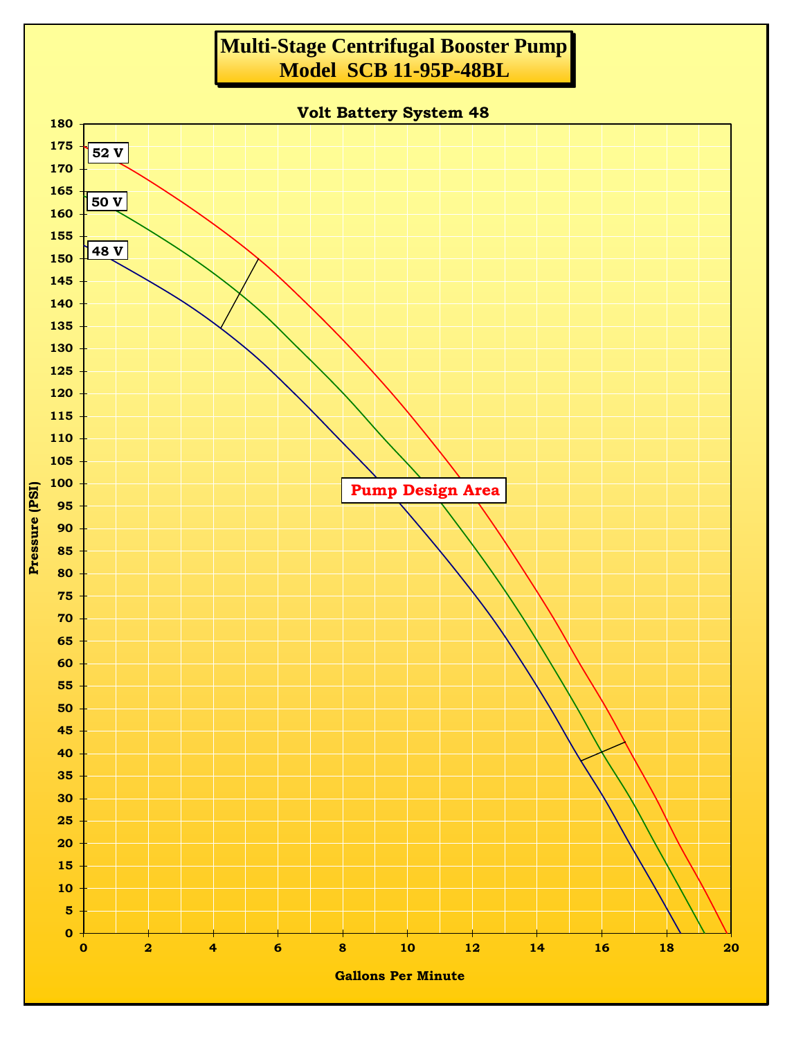# Multi-Stage Centrifugal Booster Pump
# Model SCB 11-95P-48BL

Volt Battery System 48

52 V

50 V

48 V

Pump Design Area

Pressure (PSI)

Gallons Per Minute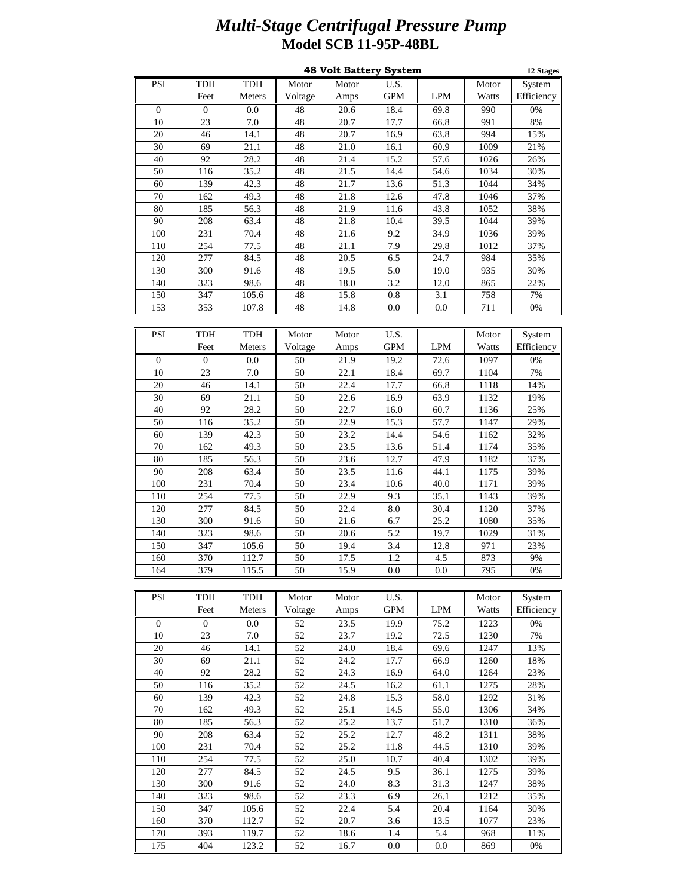# *Multi-Stage Centrifugal Pressure Pump*

## Model SCB 11-95P-48BL

**48 Volt Battery System** — **12 Stages**

| PSI | TDH Feet | TDH Meters | Motor Voltage | Motor Amps | U.S. GPM | LPM | Motor Watts | System Efficiency |
|---|---|---|---|---|---|---|---|---|
| 0 | 0 | 0.0 | 48 | 20.6 | 18.4 | 69.8 | 990 | 0% |
| 10 | 23 | 7.0 | 48 | 20.7 | 17.7 | 66.8 | 991 | 8% |
| 20 | 46 | 14.1 | 48 | 20.7 | 16.9 | 63.8 | 994 | 15% |
| 30 | 69 | 21.1 | 48 | 21.0 | 16.1 | 60.9 | 1009 | 21% |
| 40 | 92 | 28.2 | 48 | 21.4 | 15.2 | 57.6 | 1026 | 26% |
| 50 | 116 | 35.2 | 48 | 21.5 | 14.4 | 54.6 | 1034 | 30% |
| 60 | 139 | 42.3 | 48 | 21.7 | 13.6 | 51.3 | 1044 | 34% |
| 70 | 162 | 49.3 | 48 | 21.8 | 12.6 | 47.8 | 1046 | 37% |
| 80 | 185 | 56.3 | 48 | 21.9 | 11.6 | 43.8 | 1052 | 38% |
| 90 | 208 | 63.4 | 48 | 21.8 | 10.4 | 39.5 | 1044 | 39% |
| 100 | 231 | 70.4 | 48 | 21.6 | 9.2 | 34.9 | 1036 | 39% |
| 110 | 254 | 77.5 | 48 | 21.1 | 7.9 | 29.8 | 1012 | 37% |
| 120 | 277 | 84.5 | 48 | 20.5 | 6.5 | 24.7 | 984 | 35% |
| 130 | 300 | 91.6 | 48 | 19.5 | 5.0 | 19.0 | 935 | 30% |
| 140 | 323 | 98.6 | 48 | 18.0 | 3.2 | 12.0 | 865 | 22% |
| 150 | 347 | 105.6 | 48 | 15.8 | 0.8 | 3.1 | 758 | 7% |
| 153 | 353 | 107.8 | 48 | 14.8 | 0.0 | 0.0 | 711 | 0% |

| PSI | TDH Feet | TDH Meters | Motor Voltage | Motor Amps | U.S. GPM | LPM | Motor Watts | System Efficiency |
|---|---|---|---|---|---|---|---|---|
| 0 | 0 | 0.0 | 50 | 21.9 | 19.2 | 72.6 | 1097 | 0% |
| 10 | 23 | 7.0 | 50 | 22.1 | 18.4 | 69.7 | 1104 | 7% |
| 20 | 46 | 14.1 | 50 | 22.4 | 17.7 | 66.8 | 1118 | 14% |
| 30 | 69 | 21.1 | 50 | 22.6 | 16.9 | 63.9 | 1132 | 19% |
| 40 | 92 | 28.2 | 50 | 22.7 | 16.0 | 60.7 | 1136 | 25% |
| 50 | 116 | 35.2 | 50 | 22.9 | 15.3 | 57.7 | 1147 | 29% |
| 60 | 139 | 42.3 | 50 | 23.2 | 14.4 | 54.6 | 1162 | 32% |
| 70 | 162 | 49.3 | 50 | 23.5 | 13.6 | 51.4 | 1174 | 35% |
| 80 | 185 | 56.3 | 50 | 23.6 | 12.7 | 47.9 | 1182 | 37% |
| 90 | 208 | 63.4 | 50 | 23.5 | 11.6 | 44.1 | 1175 | 39% |
| 100 | 231 | 70.4 | 50 | 23.4 | 10.6 | 40.0 | 1171 | 39% |
| 110 | 254 | 77.5 | 50 | 22.9 | 9.3 | 35.1 | 1143 | 39% |
| 120 | 277 | 84.5 | 50 | 22.4 | 8.0 | 30.4 | 1120 | 37% |
| 130 | 300 | 91.6 | 50 | 21.6 | 6.7 | 25.2 | 1080 | 35% |
| 140 | 323 | 98.6 | 50 | 20.6 | 5.2 | 19.7 | 1029 | 31% |
| 150 | 347 | 105.6 | 50 | 19.4 | 3.4 | 12.8 | 971 | 23% |
| 160 | 370 | 112.7 | 50 | 17.5 | 1.2 | 4.5 | 873 | 9% |
| 164 | 379 | 115.5 | 50 | 15.9 | 0.0 | 0.0 | 795 | 0% |

| PSI | TDH Feet | TDH Meters | Motor Voltage | Motor Amps | U.S. GPM | LPM | Motor Watts | System Efficiency |
|---|---|---|---|---|---|---|---|---|
| 0 | 0 | 0.0 | 52 | 23.5 | 19.9 | 75.2 | 1223 | 0% |
| 10 | 23 | 7.0 | 52 | 23.7 | 19.2 | 72.5 | 1230 | 7% |
| 20 | 46 | 14.1 | 52 | 24.0 | 18.4 | 69.6 | 1247 | 13% |
| 30 | 69 | 21.1 | 52 | 24.2 | 17.7 | 66.9 | 1260 | 18% |
| 40 | 92 | 28.2 | 52 | 24.3 | 16.9 | 64.0 | 1264 | 23% |
| 50 | 116 | 35.2 | 52 | 24.5 | 16.2 | 61.1 | 1275 | 28% |
| 60 | 139 | 42.3 | 52 | 24.8 | 15.3 | 58.0 | 1292 | 31% |
| 70 | 162 | 49.3 | 52 | 25.1 | 14.5 | 55.0 | 1306 | 34% |
| 80 | 185 | 56.3 | 52 | 25.2 | 13.7 | 51.7 | 1310 | 36% |
| 90 | 208 | 63.4 | 52 | 25.2 | 12.7 | 48.2 | 1311 | 38% |
| 100 | 231 | 70.4 | 52 | 25.2 | 11.8 | 44.5 | 1310 | 39% |
| 110 | 254 | 77.5 | 52 | 25.0 | 10.7 | 40.4 | 1302 | 39% |
| 120 | 277 | 84.5 | 52 | 24.5 | 9.5 | 36.1 | 1275 | 39% |
| 130 | 300 | 91.6 | 52 | 24.0 | 8.3 | 31.3 | 1247 | 38% |
| 140 | 323 | 98.6 | 52 | 23.3 | 6.9 | 26.1 | 1212 | 35% |
| 150 | 347 | 105.6 | 52 | 22.4 | 5.4 | 20.4 | 1164 | 30% |
| 160 | 370 | 112.7 | 52 | 20.7 | 3.6 | 13.5 | 1077 | 23% |
| 170 | 393 | 119.7 | 52 | 18.6 | 1.4 | 5.4 | 968 | 11% |
| 175 | 404 | 123.2 | 52 | 16.7 | 0.0 | 0.0 | 869 | 0% |